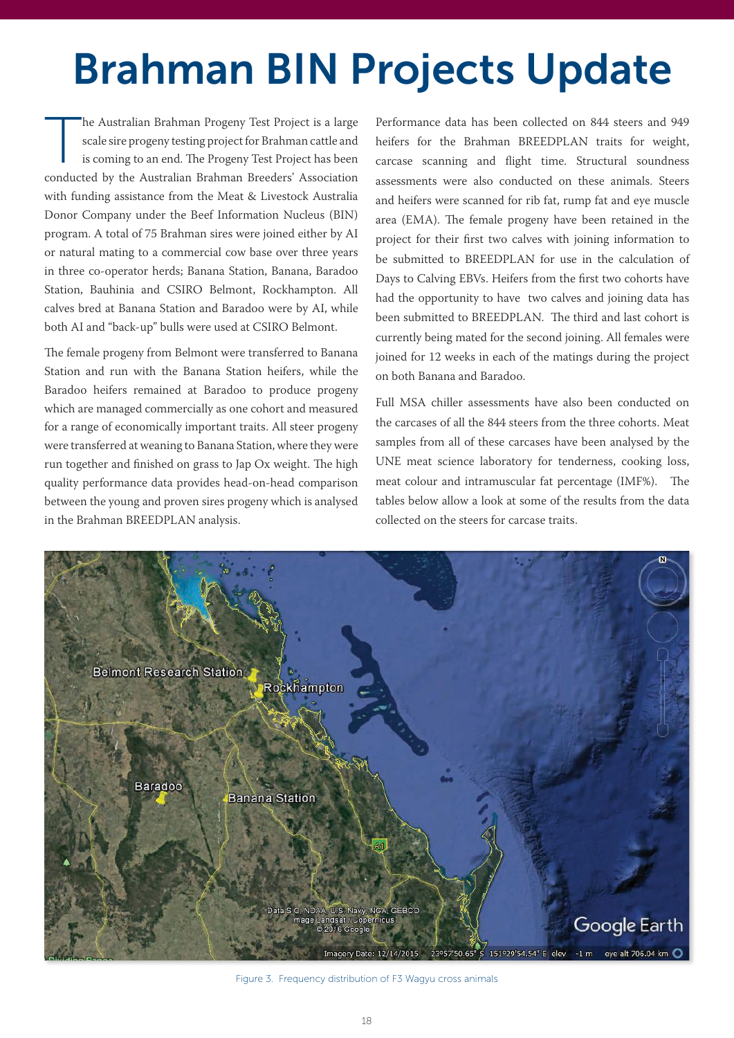# Brahman BIN Projects Update

The Australian Brahman Progeny Test Project is a large scale sire progeny testing project for Brahman cattle and is coming to an end. The Progeny Test Project has been conducted by the Australian Brahman Breeders' Association with funding assistance from the Meat & Livestock Australia Donor Company under the Beef Information Nucleus (BIN) program. A total of 75 Brahman sires were joined either by AI or natural mating to a commercial cow base over three years in three co-operator herds; Banana Station, Banana, Baradoo Station, Bauhinia and CSIRO Belmont, Rockhampton. All calves bred at Banana Station and Baradoo were by AI, while both AI and "back-up" bulls were used at CSIRO Belmont.

The female progeny from Belmont were transferred to Banana Station and run with the Banana Station heifers, while the Baradoo heifers remained at Baradoo to produce progeny which are managed commercially as one cohort and measured for a range of economically important traits. All steer progeny were transferred at weaning to Banana Station, where they were run together and finished on grass to Jap Ox weight. The high quality performance data provides head-on-head comparison between the young and proven sires progeny which is analysed in the Brahman BREEDPLAN analysis.

Performance data has been collected on 844 steers and 949 heifers for the Brahman BREEDPLAN traits for weight, carcase scanning and flight time. Structural soundness assessments were also conducted on these animals. Steers and heifers were scanned for rib fat, rump fat and eye muscle area (EMA). The female progeny have been retained in the project for their first two calves with joining information to be submitted to BREEDPLAN for use in the calculation of Days to Calving EBVs. Heifers from the first two cohorts have had the opportunity to have two calves and joining data has been submitted to BREEDPLAN. The third and last cohort is currently being mated for the second joining. All females were joined for 12 weeks in each of the matings during the project on both Banana and Baradoo.

Full MSA chiller assessments have also been conducted on the carcases of all the 844 steers from the three cohorts. Meat samples from all of these carcases have been analysed by the UNE meat science laboratory for tenderness, cooking loss, meat colour and intramuscular fat percentage (IMF%). The tables below allow a look at some of the results from the data collected on the steers for carcase traits.

Figure 3. Frequency distribution of F3 Wagyu cross animals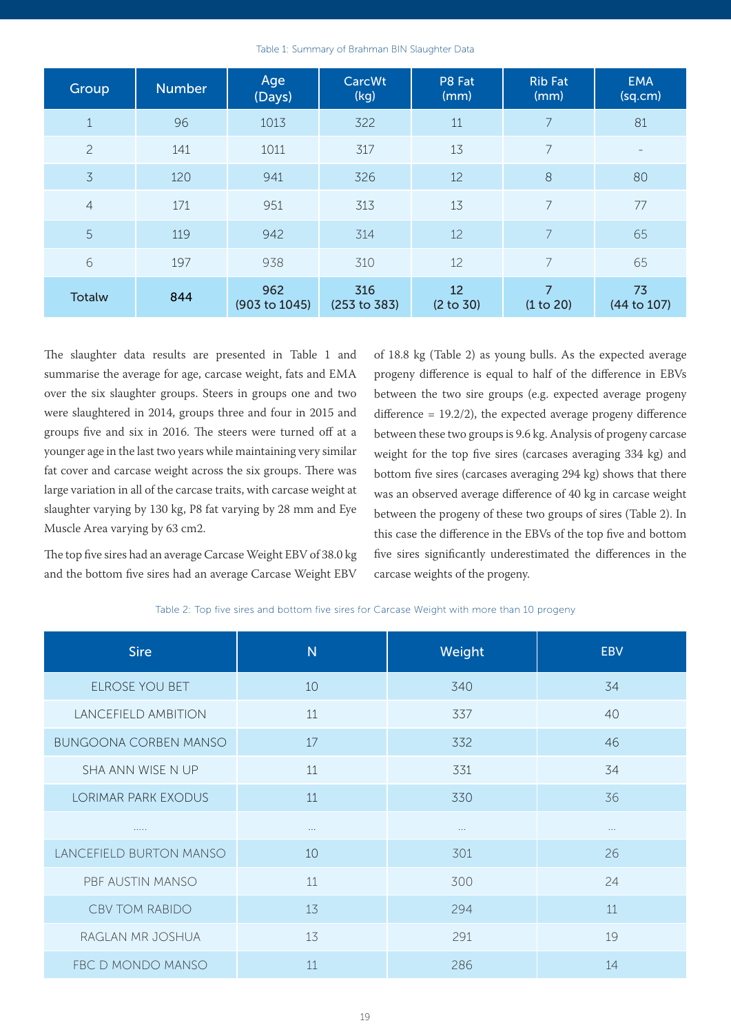Table 1: Summary of Brahman BIN Slaughter Data

| Group | Number | Age (Days) | CarcWt (kg) | P8 Fat (mm) | Rib Fat (mm) | EMA (sq.cm) |
|---|---|---|---|---|---|---|
| 1 | 96 | 1013 | 322 | 11 | 7 | 81 |
| 2 | 141 | 1011 | 317 | 13 | 7 | - |
| 3 | 120 | 941 | 326 | 12 | 8 | 80 |
| 4 | 171 | 951 | 313 | 13 | 7 | 77 |
| 5 | 119 | 942 | 314 | 12 | 7 | 65 |
| 6 | 197 | 938 | 310 | 12 | 7 | 65 |
| **Totalw** | **844** | **962 (903 to 1045)** | **316 (253 to 383)** | **12 (2 to 30)** | **7 (1 to 20)** | **73 (44 to 107)** |

The slaughter data results are presented in Table 1 and summarise the average for age, carcase weight, fats and EMA over the six slaughter groups. Steers in groups one and two were slaughtered in 2014, groups three and four in 2015 and groups five and six in 2016. The steers were turned off at a younger age in the last two years while maintaining very similar fat cover and carcase weight across the six groups. There was large variation in all of the carcase traits, with carcase weight at slaughter varying by 130 kg, P8 fat varying by 28 mm and Eye Muscle Area varying by 63 cm2.

The top five sires had an average Carcase Weight EBV of 38.0 kg and the bottom five sires had an average Carcase Weight EBV of 18.8 kg (Table 2) as young bulls. As the expected average progeny difference is equal to half of the difference in EBVs between the two sire groups (e.g. expected average progeny difference = 19.2/2), the expected average progeny difference between these two groups is 9.6 kg. Analysis of progeny carcase weight for the top five sires (carcases averaging 334 kg) and bottom five sires (carcases averaging 294 kg) shows that there was an observed average difference of 40 kg in carcase weight between the progeny of these two groups of sires (Table 2). In this case the difference in the EBVs of the top five and bottom five sires significantly underestimated the differences in the carcase weights of the progeny.

Table 2: Top five sires and bottom five sires for Carcase Weight with more than 10 progeny

| Sire | N | Weight | EBV |
|---|---|---|---|
| ELROSE YOU BET | 10 | 340 | 34 |
| LANCEFIELD AMBITION | 11 | 337 | 40 |
| BUNGOONA CORBEN MANSO | 17 | 332 | 46 |
| SHA ANN WISE N UP | 11 | 331 | 34 |
| LORIMAR PARK EXODUS | 11 | 330 | 36 |
| ..... | ... | ... | ... |
| LANCEFIELD BURTON MANSO | 10 | 301 | 26 |
| PBF AUSTIN MANSO | 11 | 300 | 24 |
| CBV TOM RABIDO | 13 | 294 | 11 |
| RAGLAN MR JOSHUA | 13 | 291 | 19 |
| FBC D MONDO MANSO | 11 | 286 | 14 |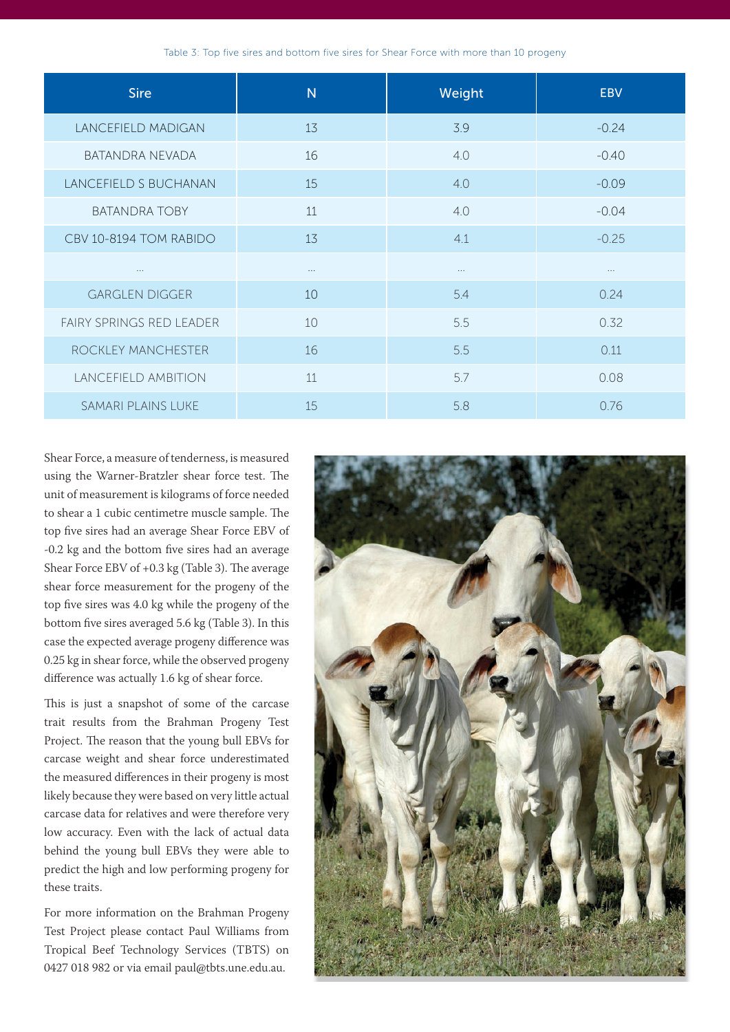Table 3: Top five sires and bottom five sires for Shear Force with more than 10 progeny

| Sire | N | Weight | EBV |
|---|---|---|---|
| LANCEFIELD MADIGAN | 13 | 3.9 | -0.24 |
| BATANDRA NEVADA | 16 | 4.0 | -0.40 |
| LANCEFIELD S BUCHANAN | 15 | 4.0 | -0.09 |
| BATANDRA TOBY | 11 | 4.0 | -0.04 |
| CBV 10-8194 TOM RABIDO | 13 | 4.1 | -0.25 |
| ... | ... | ... | ... |
| GARGLEN DIGGER | 10 | 5.4 | 0.24 |
| FAIRY SPRINGS RED LEADER | 10 | 5.5 | 0.32 |
| ROCKLEY MANCHESTER | 16 | 5.5 | 0.11 |
| LANCEFIELD AMBITION | 11 | 5.7 | 0.08 |
| SAMARI PLAINS LUKE | 15 | 5.8 | 0.76 |

Shear Force, a measure of tenderness, is measured using the Warner-Bratzler shear force test. The unit of measurement is kilograms of force needed to shear a 1 cubic centimetre muscle sample. The top five sires had an average Shear Force EBV of -0.2 kg and the bottom five sires had an average Shear Force EBV of +0.3 kg (Table 3). The average shear force measurement for the progeny of the top five sires was 4.0 kg while the progeny of the bottom five sires averaged 5.6 kg (Table 3). In this case the expected average progeny difference was 0.25 kg in shear force, while the observed progeny difference was actually 1.6 kg of shear force.

This is just a snapshot of some of the carcase trait results from the Brahman Progeny Test Project. The reason that the young bull EBVs for carcase weight and shear force underestimated the measured differences in their progeny is most likely because they were based on very little actual carcase data for relatives and were therefore very low accuracy. Even with the lack of actual data behind the young bull EBVs they were able to predict the high and low performing progeny for these traits.

For more information on the Brahman Progeny Test Project please contact Paul Williams from Tropical Beef Technology Services (TBTS) on 0427 018 982 or via email paul@tbts.une.edu.au.